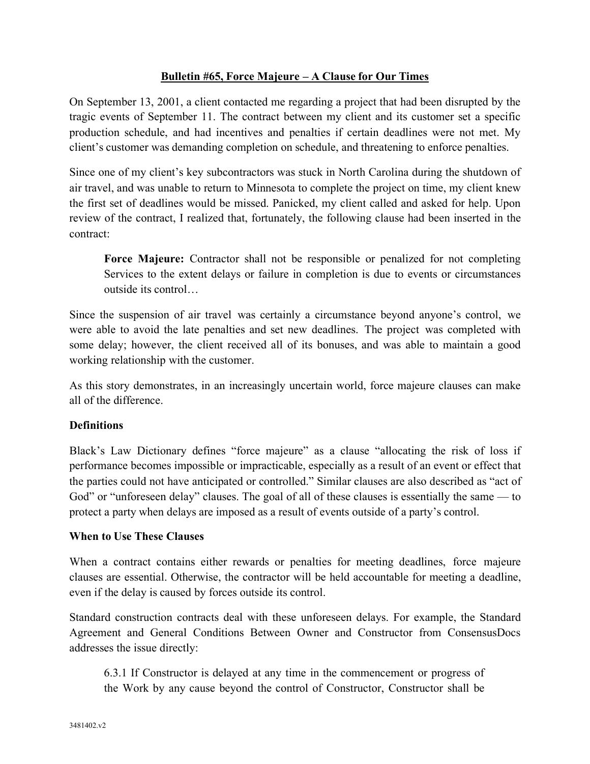# Bulletin #65, Force Majeure – A Clause for Our Times

On September 13, 2001, a client contacted me regarding a project that had been disrupted by the tragic events of September 11. The contract between my client and its customer set a specific production schedule, and had incentives and penalties if certain deadlines were not met. My client's customer was demanding completion on schedule, and threatening to enforce penalties.

Since one of my client's key subcontractors was stuck in North Carolina during the shutdown of air travel, and was unable to return to Minnesota to complete the project on time, my client knew the first set of deadlines would be missed. Panicked, my client called and asked for help. Upon review of the contract, I realized that, fortunately, the following clause had been inserted in the contract:

> **Force Majeure:** Contractor shall not be responsible or penalized for not completing Services to the extent delays or failure in completion is due to events or circumstances outside its control…

Since the suspension of air travel was certainly a circumstance beyond anyone's control, we were able to avoid the late penalties and set new deadlines. The project was completed with some delay; however, the client received all of its bonuses, and was able to maintain a good working relationship with the customer.

As this story demonstrates, in an increasingly uncertain world, force majeure clauses can make all of the difference.

**Definitions**

Black's Law Dictionary defines "force majeure" as a clause "allocating the risk of loss if performance becomes impossible or impracticable, especially as a result of an event or effect that the parties could not have anticipated or controlled." Similar clauses are also described as "act of God" or "unforeseen delay" clauses. The goal of all of these clauses is essentially the same — to protect a party when delays are imposed as a result of events outside of a party's control.

**When to Use These Clauses**

When a contract contains either rewards or penalties for meeting deadlines, force majeure clauses are essential. Otherwise, the contractor will be held accountable for meeting a deadline, even if the delay is caused by forces outside its control.

Standard construction contracts deal with these unforeseen delays. For example, the Standard Agreement and General Conditions Between Owner and Constructor from ConsensusDocs addresses the issue directly:

> 6.3.1 If Constructor is delayed at any time in the commencement or progress of the Work by any cause beyond the control of Constructor, Constructor shall be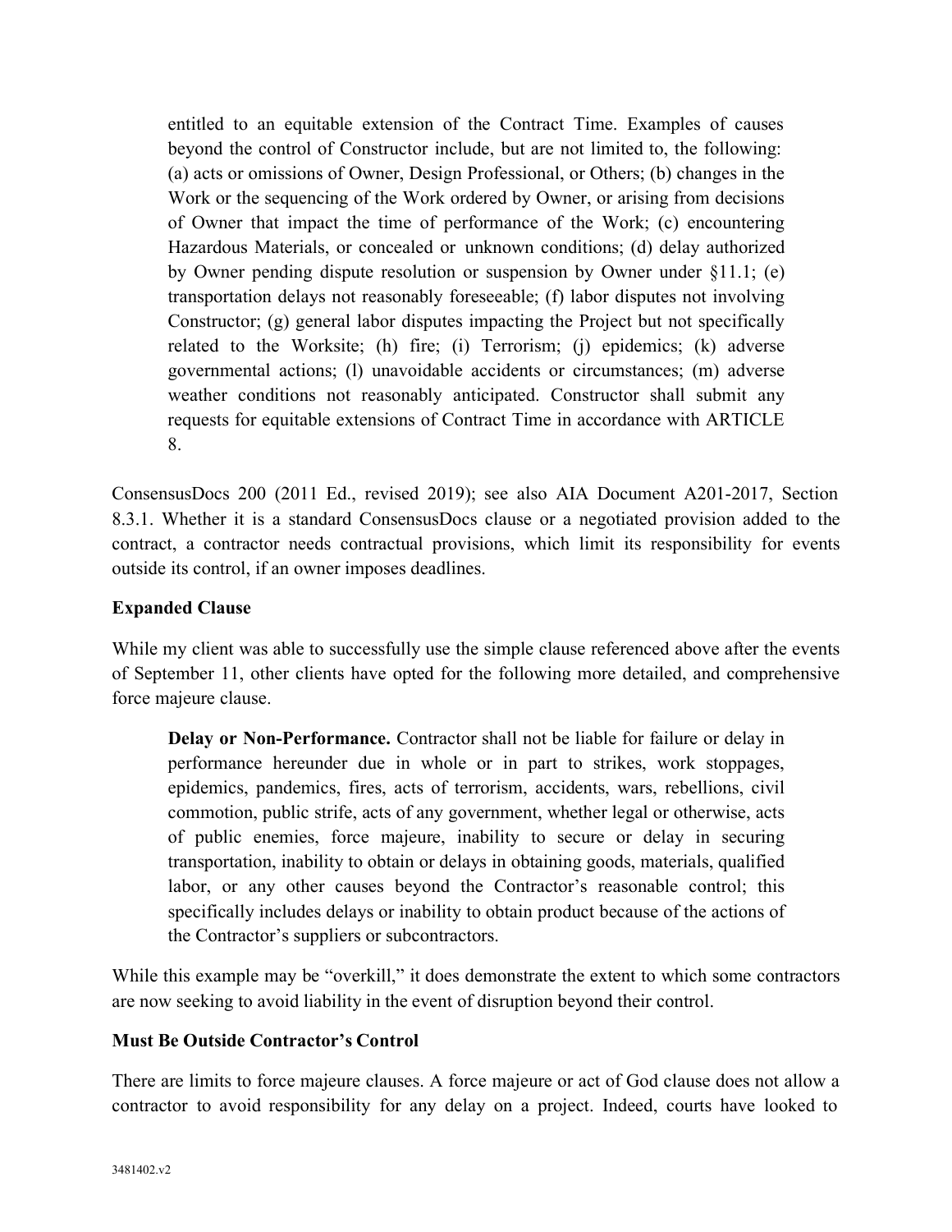> entitled to an equitable extension of the Contract Time. Examples of causes beyond the control of Constructor include, but are not limited to, the following: (a) acts or omissions of Owner, Design Professional, or Others; (b) changes in the Work or the sequencing of the Work ordered by Owner, or arising from decisions of Owner that impact the time of performance of the Work; (c) encountering Hazardous Materials, or concealed or unknown conditions; (d) delay authorized by Owner pending dispute resolution or suspension by Owner under §11.1; (e) transportation delays not reasonably foreseeable; (f) labor disputes not involving Constructor; (g) general labor disputes impacting the Project but not specifically related to the Worksite; (h) fire; (i) Terrorism; (j) epidemics; (k) adverse governmental actions; (l) unavoidable accidents or circumstances; (m) adverse weather conditions not reasonably anticipated. Constructor shall submit any requests for equitable extensions of Contract Time in accordance with ARTICLE 8.

ConsensusDocs 200 (2011 Ed., revised 2019); see also AIA Document A201-2017, Section 8.3.1. Whether it is a standard ConsensusDocs clause or a negotiated provision added to the contract, a contractor needs contractual provisions, which limit its responsibility for events outside its control, if an owner imposes deadlines.

**Expanded Clause**

While my client was able to successfully use the simple clause referenced above after the events of September 11, other clients have opted for the following more detailed, and comprehensive force majeure clause.

> **Delay or Non-Performance.** Contractor shall not be liable for failure or delay in performance hereunder due in whole or in part to strikes, work stoppages, epidemics, pandemics, fires, acts of terrorism, accidents, wars, rebellions, civil commotion, public strife, acts of any government, whether legal or otherwise, acts of public enemies, force majeure, inability to secure or delay in securing transportation, inability to obtain or delays in obtaining goods, materials, qualified labor, or any other causes beyond the Contractor's reasonable control; this specifically includes delays or inability to obtain product because of the actions of the Contractor's suppliers or subcontractors.

While this example may be "overkill," it does demonstrate the extent to which some contractors are now seeking to avoid liability in the event of disruption beyond their control.

**Must Be Outside Contractor's Control**

There are limits to force majeure clauses. A force majeure or act of God clause does not allow a contractor to avoid responsibility for any delay on a project. Indeed, courts have looked to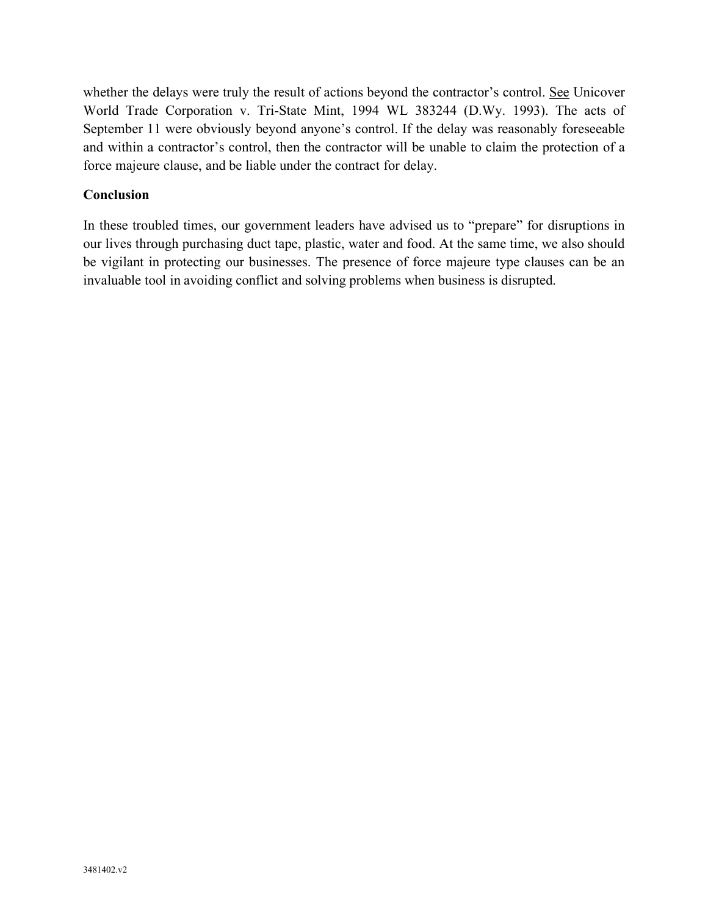whether the delays were truly the result of actions beyond the contractor's control. See Unicover World Trade Corporation v. Tri-State Mint, 1994 WL 383244 (D.Wy. 1993). The acts of September 11 were obviously beyond anyone's control. If the delay was reasonably foreseeable and within a contractor's control, then the contractor will be unable to claim the protection of a force majeure clause, and be liable under the contract for delay.

**Conclusion**

In these troubled times, our government leaders have advised us to "prepare" for disruptions in our lives through purchasing duct tape, plastic, water and food. At the same time, we also should be vigilant in protecting our businesses. The presence of force majeure type clauses can be an invaluable tool in avoiding conflict and solving problems when business is disrupted.

3481402.v2